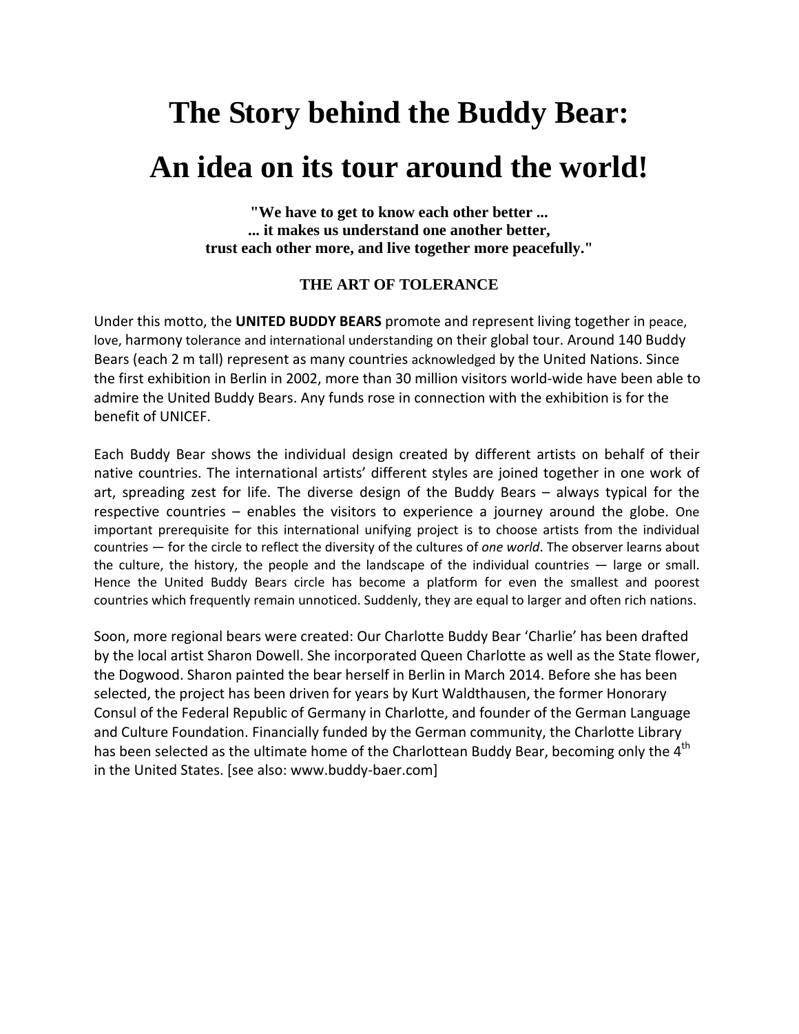# The Story behind the Buddy Bear:

# An idea on its tour around the world!

**"We have to get to know each other better ...**
**... it makes us understand one another better,**
**trust each other more, and live together more peacefully."**

**THE ART OF TOLERANCE**

Under this motto, the **UNITED BUDDY BEARS** promote and represent living together in peace, love, harmony tolerance and international understanding on their global tour. Around 140 Buddy Bears (each 2 m tall) represent as many countries acknowledged by the United Nations. Since the first exhibition in Berlin in 2002, more than 30 million visitors world-wide have been able to admire the United Buddy Bears. Any funds rose in connection with the exhibition is for the benefit of UNICEF.

Each Buddy Bear shows the individual design created by different artists on behalf of their native countries. The international artists' different styles are joined together in one work of art, spreading zest for life. The diverse design of the Buddy Bears – always typical for the respective countries – enables the visitors to experience a journey around the globe. One important prerequisite for this international unifying project is to choose artists from the individual countries — for the circle to reflect the diversity of the cultures of *one world*. The observer learns about the culture, the history, the people and the landscape of the individual countries — large or small. Hence the United Buddy Bears circle has become a platform for even the smallest and poorest countries which frequently remain unnoticed. Suddenly, they are equal to larger and often rich nations.

Soon, more regional bears were created: Our Charlotte Buddy Bear 'Charlie' has been drafted by the local artist Sharon Dowell. She incorporated Queen Charlotte as well as the State flower, the Dogwood. Sharon painted the bear herself in Berlin in March 2014. Before she has been selected, the project has been driven for years by Kurt Waldthausen, the former Honorary Consul of the Federal Republic of Germany in Charlotte, and founder of the German Language and Culture Foundation. Financially funded by the German community, the Charlotte Library has been selected as the ultimate home of the Charlottean Buddy Bear, becoming only the 4th in the United States. [see also: www.buddy-baer.com]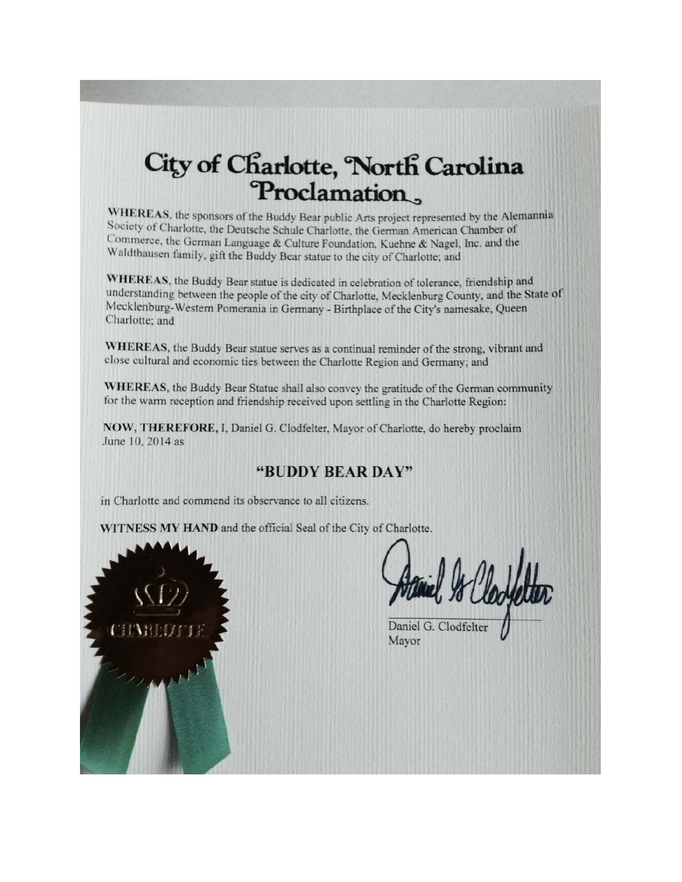# City of Charlotte, North Carolina
## Proclamation

**WHEREAS**, the sponsors of the Buddy Bear public Arts project represented by the Alemannia Society of Charlotte, the Deutsche Schule Charlotte, the German American Chamber of Commerce, the German Language & Culture Foundation, Kuehne & Nagel, Inc. and the Waldthausen family, gift the Buddy Bear statue to the city of Charlotte; and

**WHEREAS**, the Buddy Bear statue is dedicated in celebration of tolerance, friendship and understanding between the people of the city of Charlotte, Mecklenburg County, and the State of Mecklenburg-Western Pomerania in Germany - Birthplace of the City's namesake, Queen Charlotte; and

**WHEREAS**, the Buddy Bear statue serves as a continual reminder of the strong, vibrant and close cultural and economic ties between the Charlotte Region and Germany; and

**WHEREAS**, the Buddy Bear Statue shall also convey the gratitude of the German community for the warm reception and friendship received upon settling in the Charlotte Region:

**NOW, THEREFORE,** I, Daniel G. Clodfelter, Mayor of Charlotte, do hereby proclaim June 10, 2014 as

**"BUDDY BEAR DAY"**

in Charlotte and commend its observance to all citizens.

**WITNESS MY HAND** and the official Seal of the City of Charlotte.

CHARLOTTE

Daniel G. Clodfelter
Mayor